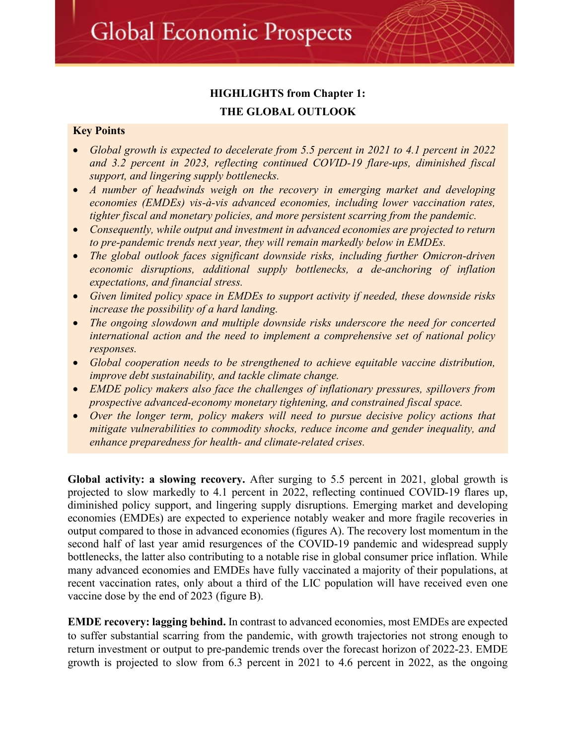# Global Economic Prospects

**HIGHLIGHTS from Chapter 1:**

**THE GLOBAL OUTLOOK**

**Key Points**

- *Global growth is expected to decelerate from 5.5 percent in 2021 to 4.1 percent in 2022 and 3.2 percent in 2023, reflecting continued COVID-19 flare-ups, diminished fiscal support, and lingering supply bottlenecks.*
- *A number of headwinds weigh on the recovery in emerging market and developing economies (EMDEs) vis-à-vis advanced economies, including lower vaccination rates, tighter fiscal and monetary policies, and more persistent scarring from the pandemic.*
- *Consequently, while output and investment in advanced economies are projected to return to pre-pandemic trends next year, they will remain markedly below in EMDEs.*
- *The global outlook faces significant downside risks, including further Omicron-driven economic disruptions, additional supply bottlenecks, a de-anchoring of inflation expectations, and financial stress.*
- *Given limited policy space in EMDEs to support activity if needed, these downside risks increase the possibility of a hard landing.*
- *The ongoing slowdown and multiple downside risks underscore the need for concerted international action and the need to implement a comprehensive set of national policy responses.*
- *Global cooperation needs to be strengthened to achieve equitable vaccine distribution, improve debt sustainability, and tackle climate change.*
- *EMDE policy makers also face the challenges of inflationary pressures, spillovers from prospective advanced-economy monetary tightening, and constrained fiscal space.*
- *Over the longer term, policy makers will need to pursue decisive policy actions that mitigate vulnerabilities to commodity shocks, reduce income and gender inequality, and enhance preparedness for health- and climate-related crises.*

**Global activity: a slowing recovery.** After surging to 5.5 percent in 2021, global growth is projected to slow markedly to 4.1 percent in 2022, reflecting continued COVID-19 flares up, diminished policy support, and lingering supply disruptions. Emerging market and developing economies (EMDEs) are expected to experience notably weaker and more fragile recoveries in output compared to those in advanced economies (figures A). The recovery lost momentum in the second half of last year amid resurgences of the COVID-19 pandemic and widespread supply bottlenecks, the latter also contributing to a notable rise in global consumer price inflation. While many advanced economies and EMDEs have fully vaccinated a majority of their populations, at recent vaccination rates, only about a third of the LIC population will have received even one vaccine dose by the end of 2023 (figure B).

**EMDE recovery: lagging behind.** In contrast to advanced economies, most EMDEs are expected to suffer substantial scarring from the pandemic, with growth trajectories not strong enough to return investment or output to pre-pandemic trends over the forecast horizon of 2022-23. EMDE growth is projected to slow from 6.3 percent in 2021 to 4.6 percent in 2022, as the ongoing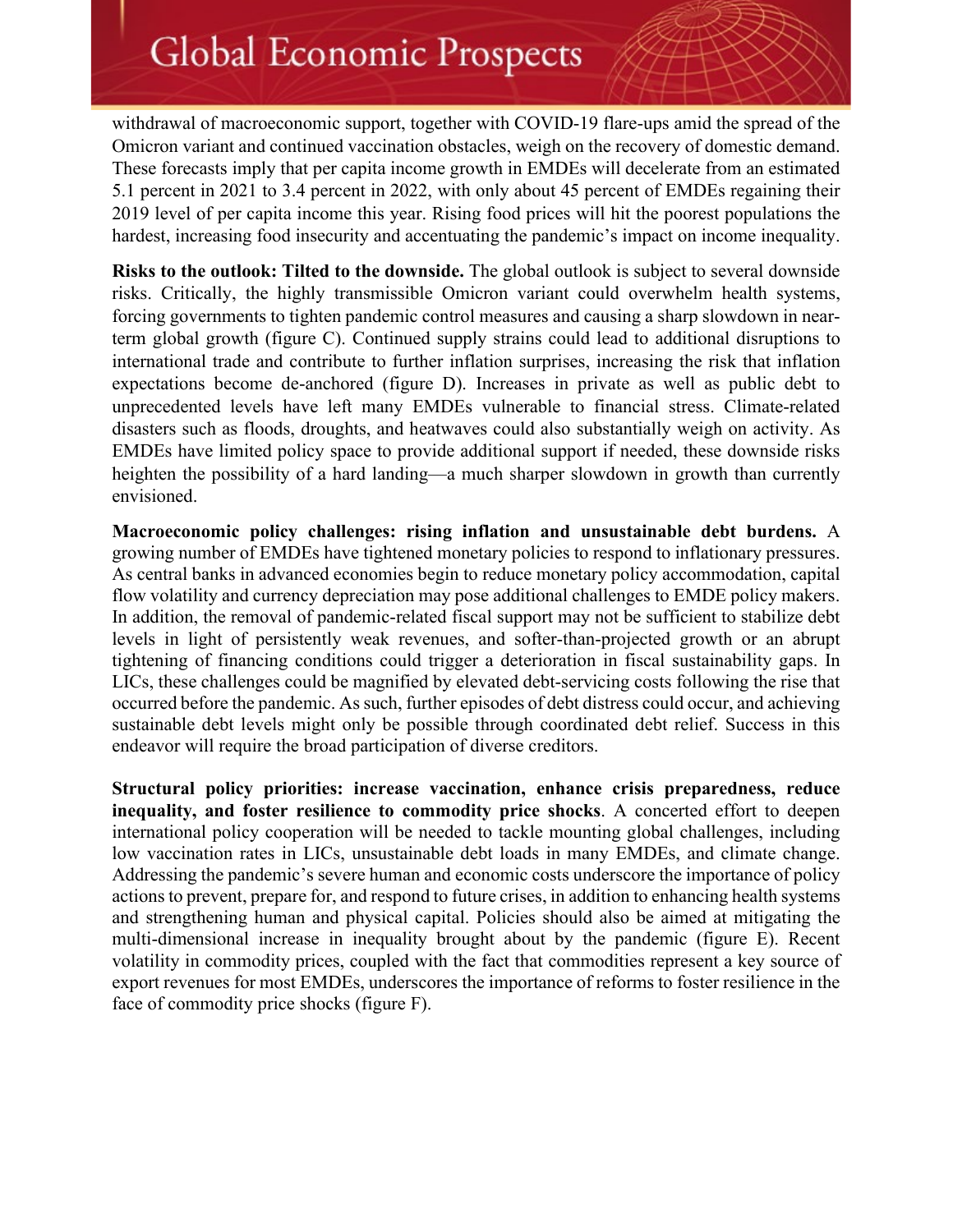withdrawal of macroeconomic support, together with COVID-19 flare-ups amid the spread of the Omicron variant and continued vaccination obstacles, weigh on the recovery of domestic demand. These forecasts imply that per capita income growth in EMDEs will decelerate from an estimated 5.1 percent in 2021 to 3.4 percent in 2022, with only about 45 percent of EMDEs regaining their 2019 level of per capita income this year. Rising food prices will hit the poorest populations the hardest, increasing food insecurity and accentuating the pandemic's impact on income inequality.

**Risks to the outlook: Tilted to the downside.** The global outlook is subject to several downside risks. Critically, the highly transmissible Omicron variant could overwhelm health systems, forcing governments to tighten pandemic control measures and causing a sharp slowdown in near-term global growth (figure C). Continued supply strains could lead to additional disruptions to international trade and contribute to further inflation surprises, increasing the risk that inflation expectations become de-anchored (figure D). Increases in private as well as public debt to unprecedented levels have left many EMDEs vulnerable to financial stress. Climate-related disasters such as floods, droughts, and heatwaves could also substantially weigh on activity. As EMDEs have limited policy space to provide additional support if needed, these downside risks heighten the possibility of a hard landing—a much sharper slowdown in growth than currently envisioned.

**Macroeconomic policy challenges: rising inflation and unsustainable debt burdens.** A growing number of EMDEs have tightened monetary policies to respond to inflationary pressures. As central banks in advanced economies begin to reduce monetary policy accommodation, capital flow volatility and currency depreciation may pose additional challenges to EMDE policy makers. In addition, the removal of pandemic-related fiscal support may not be sufficient to stabilize debt levels in light of persistently weak revenues, and softer-than-projected growth or an abrupt tightening of financing conditions could trigger a deterioration in fiscal sustainability gaps. In LICs, these challenges could be magnified by elevated debt-servicing costs following the rise that occurred before the pandemic. As such, further episodes of debt distress could occur, and achieving sustainable debt levels might only be possible through coordinated debt relief. Success in this endeavor will require the broad participation of diverse creditors.

**Structural policy priorities: increase vaccination, enhance crisis preparedness, reduce inequality, and foster resilience to commodity price shocks**. A concerted effort to deepen international policy cooperation will be needed to tackle mounting global challenges, including low vaccination rates in LICs, unsustainable debt loads in many EMDEs, and climate change. Addressing the pandemic's severe human and economic costs underscore the importance of policy actions to prevent, prepare for, and respond to future crises, in addition to enhancing health systems and strengthening human and physical capital. Policies should also be aimed at mitigating the multi-dimensional increase in inequality brought about by the pandemic (figure E). Recent volatility in commodity prices, coupled with the fact that commodities represent a key source of export revenues for most EMDEs, underscores the importance of reforms to foster resilience in the face of commodity price shocks (figure F).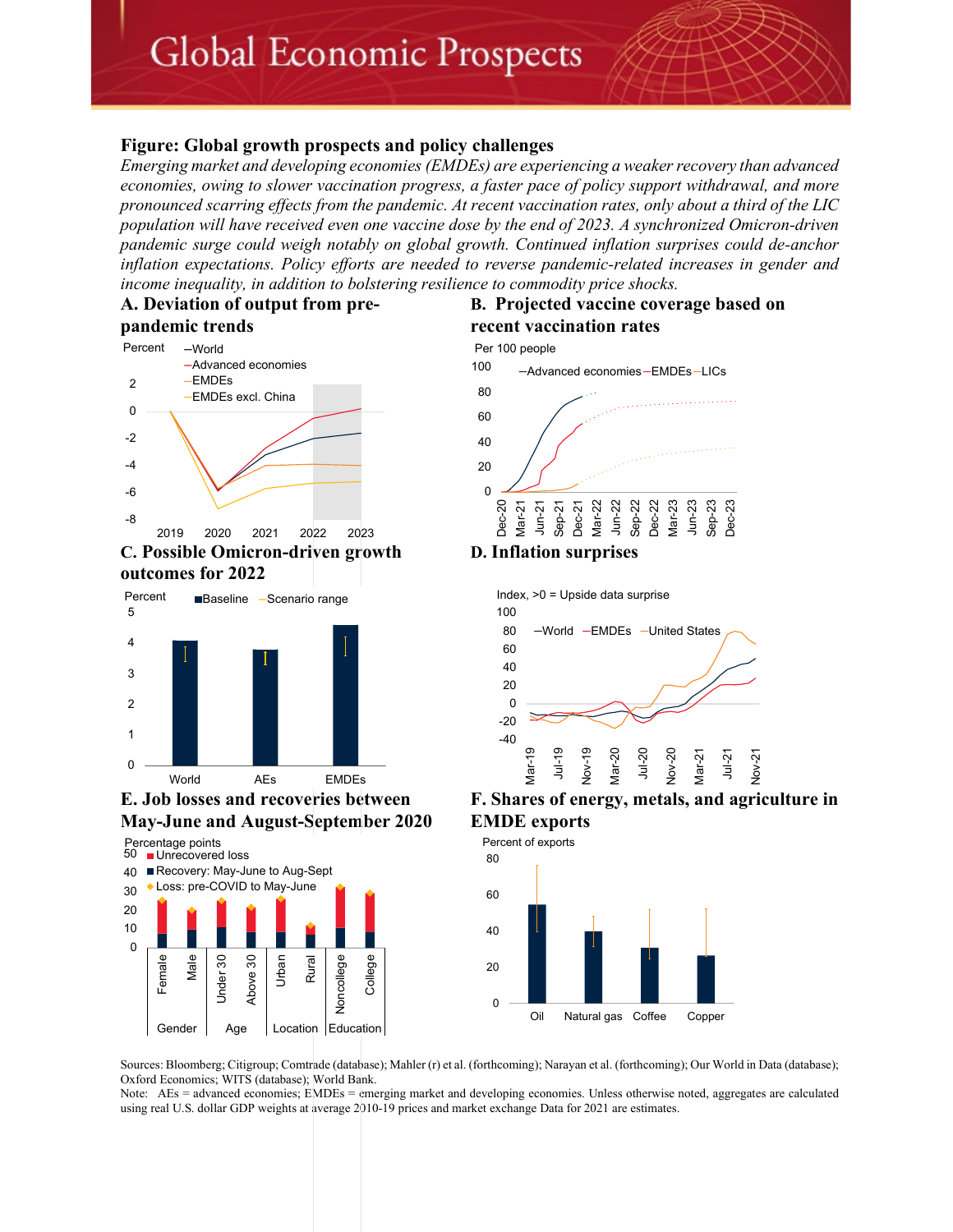# Figure: Global growth prospects and policy challenges

*Emerging market and developing economies (EMDEs) are experiencing a weaker recovery than advanced economies, owing to slower vaccination progress, a faster pace of policy support withdrawal, and more pronounced scarring effects from the pandemic. At recent vaccination rates, only about a third of the LIC population will have received even one vaccine dose by the end of 2023. A synchronized Omicron-driven pandemic surge could weigh notably on global growth. Continued inflation surprises could de-anchor inflation expectations. Policy efforts are needed to reverse pandemic-related increases in gender and income inequality, in addition to bolstering resilience to commodity price shocks.*

## A. Deviation of output from pre-pandemic trends

Percent

—World
—Advanced economies
—EMDEs
—EMDEs excl. China

2, 0, -2, -4, -6, -8

2019, 2020, 2021, 2022, 2023

## B. Projected vaccine coverage based on recent vaccination rates

Per 100 people

—Advanced economies —EMDEs —LICs

100, 80, 60, 40, 20, 0

Dec-20, Mar-21, Jun-21, Sep-21, Dec-21, Mar-22, Jun-22, Sep-22, Dec-22, Mar-23, Jun-23, Sep-23, Dec-23

## C. Possible Omicron-driven growth outcomes for 2022

Percent

■Baseline —Scenario range

5, 4, 3, 2, 1, 0

World, AEs, EMDEs

## D. Inflation surprises

Index, >0 = Upside data surprise

—World —EMDEs —United States

100, 80, 60, 40, 20, 0, -20, -40

Mar-19, Jul-19, Nov-19, Mar-20, Jul-20, Nov-20, Mar-21, Jul-21, Nov-21

## E. Job losses and recoveries between May-June and August-September 2020

Percentage points

■ Unrecovered loss
■ Recovery: May-June to Aug-Sept
◆ Loss: pre-COVID to May-June

50, 40, 30, 20, 10, 0

Female, Male (Gender); Under 30, Above 30 (Age); Urban, Rural (Location); Noncollege, College (Education)

## F. Shares of energy, metals, and agriculture in EMDE exports

Percent of exports

80, 60, 40, 20, 0

Oil, Natural gas, Coffee, Copper

Sources: Bloomberg; Citigroup; Comtrade (database); Mahler (r) et al. (forthcoming); Narayan et al. (forthcoming); Our World in Data (database); Oxford Economics; WITS (database); World Bank.

Note: AEs = advanced economies; EMDEs = emerging market and developing economies. Unless otherwise noted, aggregates are calculated using real U.S. dollar GDP weights at average 2010-19 prices and market exchange Data for 2021 are estimates.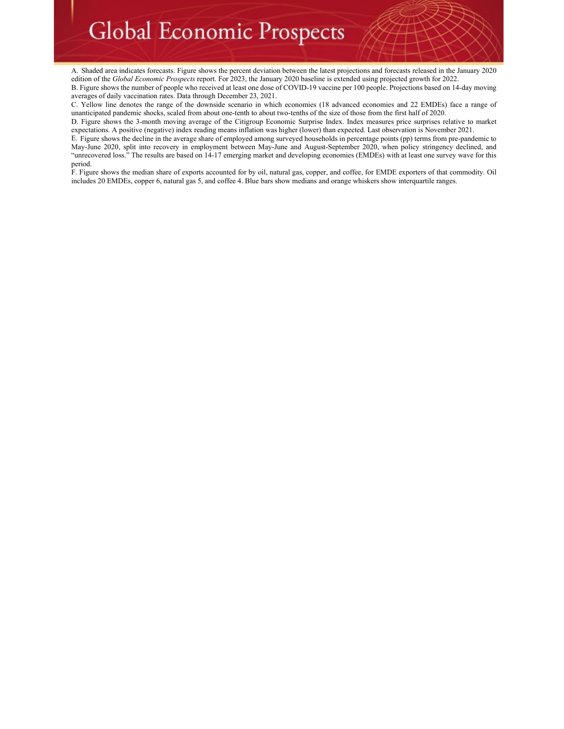A. Shaded area indicates forecasts. Figure shows the percent deviation between the latest projections and forecasts released in the January 2020 edition of the *Global Economic Prospects* report. For 2023, the January 2020 baseline is extended using projected growth for 2022.

B. Figure shows the number of people who received at least one dose of COVID-19 vaccine per 100 people. Projections based on 14-day moving averages of daily vaccination rates. Data through December 23, 2021.

C. Yellow line denotes the range of the downside scenario in which economies (18 advanced economies and 22 EMDEs) face a range of unanticipated pandemic shocks, scaled from about one-tenth to about two-tenths of the size of those from the first half of 2020.

D. Figure shows the 3-month moving average of the Citigroup Economic Surprise Index. Index measures price surprises relative to market expectations. A positive (negative) index reading means inflation was higher (lower) than expected. Last observation is November 2021.

E. Figure shows the decline in the average share of employed among surveyed households in percentage points (pp) terms from pre-pandemic to May-June 2020, split into recovery in employment between May-June and August-September 2020, when policy stringency declined, and "unrecovered loss." The results are based on 14-17 emerging market and developing economies (EMDEs) with at least one survey wave for this period.

F. Figure shows the median share of exports accounted for by oil, natural gas, copper, and coffee, for EMDE exporters of that commodity. Oil includes 20 EMDEs, copper 6, natural gas 5, and coffee 4. Blue bars show medians and orange whiskers show interquartile ranges.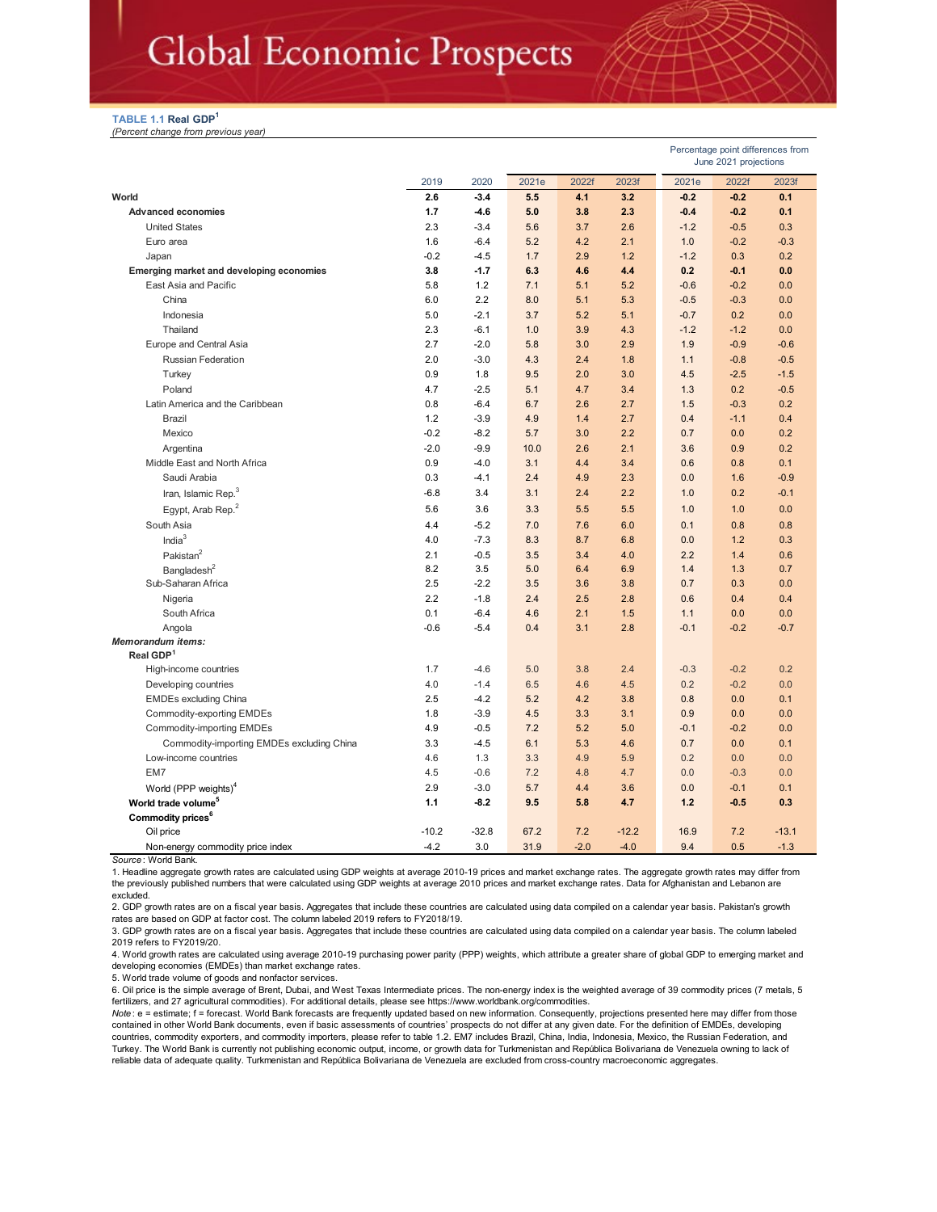# Global Economic Prospects

**TABLE 1.1 Real GDP**[1]

*(Percent change from previous year)*

| | 2019 | 2020 | 2021e | 2022f | 2023f | Percentage point differences from June 2021 projections | | |
|---|---|---|---|---|---|---|---|---|
| | | | | | | 2021e | 2022f | 2023f |
| **World** | **2.6** | **-3.4** | **5.5** | **4.1** | **3.2** | **-0.2** | **-0.2** | **0.1** |
| **Advanced economies** | **1.7** | **-4.6** | **5.0** | **3.8** | **2.3** | **-0.4** | **-0.2** | **0.1** |
| United States | 2.3 | -3.4 | 5.6 | 3.7 | 2.6 | -1.2 | -0.5 | 0.3 |
| Euro area | 1.6 | -6.4 | 5.2 | 4.2 | 2.1 | 1.0 | -0.2 | -0.3 |
| Japan | -0.2 | -4.5 | 1.7 | 2.9 | 1.2 | -1.2 | 0.3 | 0.2 |
| **Emerging market and developing economies** | **3.8** | **-1.7** | **6.3** | **4.6** | **4.4** | **0.2** | **-0.1** | **0.0** |
| East Asia and Pacific | 5.8 | 1.2 | 7.1 | 5.1 | 5.2 | -0.6 | -0.2 | 0.0 |
| China | 6.0 | 2.2 | 8.0 | 5.1 | 5.3 | -0.5 | -0.3 | 0.0 |
| Indonesia | 5.0 | -2.1 | 3.7 | 5.2 | 5.1 | -0.7 | 0.2 | 0.0 |
| Thailand | 2.3 | -6.1 | 1.0 | 3.9 | 4.3 | -1.2 | -1.2 | 0.0 |
| Europe and Central Asia | 2.7 | -2.0 | 5.8 | 3.0 | 2.9 | 1.9 | -0.9 | -0.6 |
| Russian Federation | 2.0 | -3.0 | 4.3 | 2.4 | 1.8 | 1.1 | -0.8 | -0.5 |
| Turkey | 0.9 | 1.8 | 9.5 | 2.0 | 3.0 | 4.5 | -2.5 | -1.5 |
| Poland | 4.7 | -2.5 | 5.1 | 4.7 | 3.4 | 1.3 | 0.2 | -0.5 |
| Latin America and the Caribbean | 0.8 | -6.4 | 6.7 | 2.6 | 2.7 | 1.5 | -0.3 | 0.2 |
| Brazil | 1.2 | -3.9 | 4.9 | 1.4 | 2.7 | 0.4 | -1.1 | 0.4 |
| Mexico | -0.2 | -8.2 | 5.7 | 3.0 | 2.2 | 0.7 | 0.0 | 0.2 |
| Argentina | -2.0 | -9.9 | 10.0 | 2.6 | 2.1 | 3.6 | 0.9 | 0.2 |
| Middle East and North Africa | 0.9 | -4.0 | 3.1 | 4.4 | 3.4 | 0.6 | 0.8 | 0.1 |
| Saudi Arabia | 0.3 | -4.1 | 2.4 | 4.9 | 2.3 | 0.0 | 1.6 | -0.9 |
| Iran, Islamic Rep.[3] | -6.8 | 3.4 | 3.1 | 2.4 | 2.2 | 1.0 | 0.2 | -0.1 |
| Egypt, Arab Rep.[2] | 5.6 | 3.6 | 3.3 | 5.5 | 5.5 | 1.0 | 1.0 | 0.0 |
| South Asia | 4.4 | -5.2 | 7.0 | 7.6 | 6.0 | 0.1 | 0.8 | 0.8 |
| India[3] | 4.0 | -7.3 | 8.3 | 8.7 | 6.8 | 0.0 | 1.2 | 0.3 |
| Pakistan[2] | 2.1 | -0.5 | 3.5 | 3.4 | 4.0 | 2.2 | 1.4 | 0.6 |
| Bangladesh[2] | 8.2 | 3.5 | 5.0 | 6.4 | 6.9 | 1.4 | 1.3 | 0.7 |
| Sub-Saharan Africa | 2.5 | -2.2 | 3.5 | 3.6 | 3.8 | 0.7 | 0.3 | 0.0 |
| Nigeria | 2.2 | -1.8 | 2.4 | 2.5 | 2.8 | 0.6 | 0.4 | 0.4 |
| South Africa | 0.1 | -6.4 | 4.6 | 2.1 | 1.5 | 1.1 | 0.0 | 0.0 |
| Angola | -0.6 | -5.4 | 0.4 | 3.1 | 2.8 | -0.1 | -0.2 | -0.7 |
| ***Memorandum items:*** | | | | | | | | |
| **Real GDP**[1] | | | | | | | | |
| High-income countries | 1.7 | -4.6 | 5.0 | 3.8 | 2.4 | -0.3 | -0.2 | 0.2 |
| Developing countries | 4.0 | -1.4 | 6.5 | 4.6 | 4.5 | 0.2 | -0.2 | 0.0 |
| EMDEs excluding China | 2.5 | -4.2 | 5.2 | 4.2 | 3.8 | 0.8 | 0.0 | 0.1 |
| Commodity-exporting EMDEs | 1.8 | -3.9 | 4.5 | 3.3 | 3.1 | 0.9 | 0.0 | 0.0 |
| Commodity-importing EMDEs | 4.9 | -0.5 | 7.2 | 5.2 | 5.0 | -0.1 | -0.2 | 0.0 |
| Commodity-importing EMDEs excluding China | 3.3 | -4.5 | 6.1 | 5.3 | 4.6 | 0.7 | 0.0 | 0.1 |
| Low-income countries | 4.6 | 1.3 | 3.3 | 4.9 | 5.9 | 0.2 | 0.0 | 0.0 |
| EM7 | 4.5 | -0.6 | 7.2 | 4.8 | 4.7 | 0.0 | -0.3 | 0.0 |
| World (PPP weights)[4] | 2.9 | -3.0 | 5.7 | 4.4 | 3.6 | 0.0 | -0.1 | 0.1 |
| **World trade volume**[5] | **1.1** | **-8.2** | **9.5** | **5.8** | **4.7** | **1.2** | **-0.5** | **0.3** |
| **Commodity prices**[6] | | | | | | | | |
| Oil price | -10.2 | -32.8 | 67.2 | 7.2 | -12.2 | 16.9 | 7.2 | -13.1 |
| Non-energy commodity price index | -4.2 | 3.0 | 31.9 | -2.0 | -4.0 | 9.4 | 0.5 | -1.3 |

*Source*: World Bank.

1. Headline aggregate growth rates are calculated using GDP weights at average 2010-19 prices and market exchange rates. The aggregate growth rates may differ from the previously published numbers that were calculated using GDP weights at average 2010 prices and market exchange rates. Data for Afghanistan and Lebanon are excluded.
2. GDP growth rates are on a fiscal year basis. Aggregates that include these countries are calculated using data compiled on a calendar year basis. Pakistan's growth rates are based on GDP at factor cost. The column labeled 2019 refers to FY2018/19.
3. GDP growth rates are on a fiscal year basis. Aggregates that include these countries are calculated using data compiled on a calendar year basis. The column labeled 2019 refers to FY2019/20.
4. World growth rates are calculated using average 2010-19 purchasing power parity (PPP) weights, which attribute a greater share of global GDP to emerging market and developing economies (EMDEs) than market exchange rates.
5. World trade volume of goods and nonfactor services.
6. Oil price is the simple average of Brent, Dubai, and West Texas Intermediate prices. The non-energy index is the weighted average of 39 commodity prices (7 metals, 5 fertilizers, and 27 agricultural commodities). For additional details, please see https://www.worldbank.org/commodities.

*Note*: e = estimate; f = forecast. World Bank forecasts are frequently updated based on new information. Consequently, projections presented here may differ from those contained in other World Bank documents, even if basic assessments of countries' prospects do not differ at any given date. For the definition of EMDEs, developing countries, commodity exporters, and commodity importers, please refer to table 1.2. EM7 includes Brazil, China, India, Indonesia, Mexico, the Russian Federation, and Turkey. The World Bank is currently not publishing economic output, income, or growth data for Turkmenistan and República Bolivariana de Venezuela owning to lack of reliable data of adequate quality. Turkmenistan and República Bolivariana de Venezuela are excluded from cross-country macroeconomic aggregates.